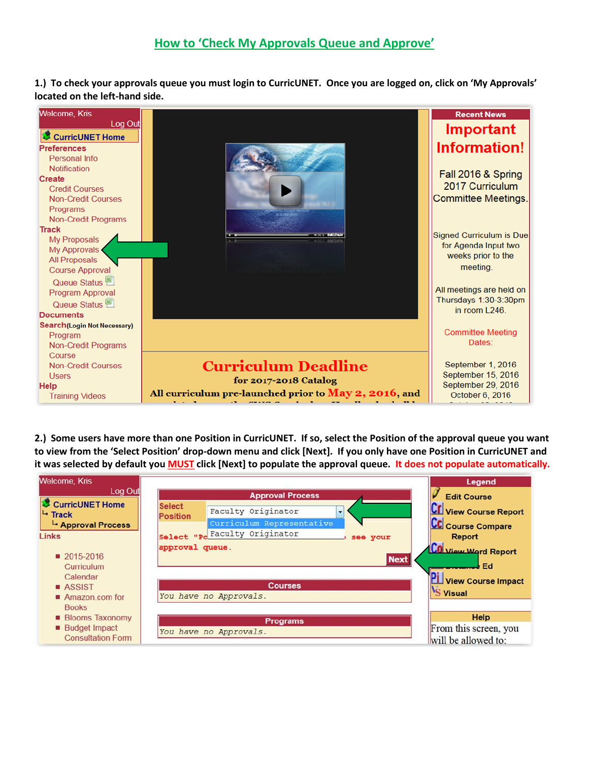# How to 'Check My Approvals Queue and Approve'

**1.) To check your approvals queue you must login to CurricUNET. Once you are logged on, click on 'My Approvals' located on the left-hand side.**

Welcome, Kris
Log Out

CurricUNET Home
Preferences
- Personal Info
- Notification

Create
- Credit Courses
- Non-Credit Courses
- Programs
- Non-Credit Programs

Track
- My Proposals
- My Approvals
- All Proposals
- Course Approval
  - Queue Status
- Program Approval
  - Queue Status

Documents
Search(Login Not Necessary)
- Program
- Non-Credit Programs
- Course
- Non-Credit Courses
- Users

Help
- Training Videos

Curriculum Deadline
for 2017-2018 Catalog
All curriculum pre-launched prior to May 2, 2016, and

Recent News
Important Information!

Fall 2016 & Spring 2017 Curriculum Committee Meetings.

Signed Curriculum is Due for Agenda Input two weeks prior to the meeting.

All meetings are held on Thursdays 1:30-3:30pm in room L246.

Committee Meeting Dates:

September 1, 2016
September 15, 2016
September 29, 2016
October 6, 2016

**2.) Some users have more than one Position in CurricUNET. If so, select the Position of the approval queue you want to view from the 'Select Position' drop-down menu and click [Next]. If you only have one Position in CurricUNET and it was selected by default you MUST click [Next] to populate the approval queue. It does not populate automatically.**

Welcome, Kris
Log Out

CurricUNET Home
└ Track
 └ Approval Process

Links
- 2015-2016 Curriculum Calendar
- ASSIST
- Amazon.com for Books
- Blooms Taxonomy
- Budget Impact Consultation Form

Approval Process

Select Position: Faculty Originator
- Curriculum Representative
- Faculty Originator

Select "Po... see your approval queue.

Next

Courses
You have no Approvals.

Programs
You have no Approvals.

Legend
- Edit Course
- View Course Report
- Course Compare Report
- View Word Report
- Distance Ed
- View Course Impact
- Visual

Help
From this screen, you will be allowed to: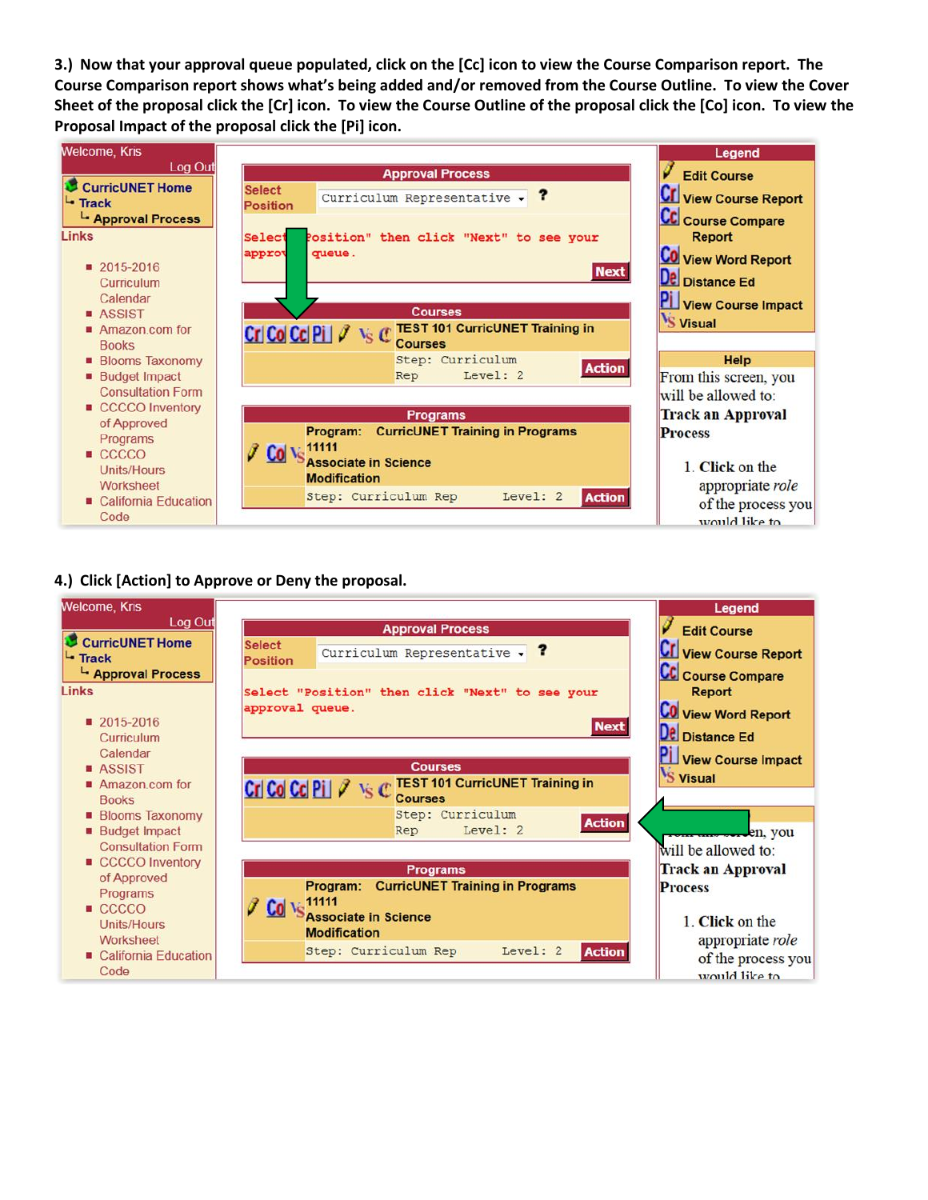3.) Now that your approval queue populated, click on the [Cc] icon to view the Course Comparison report. The Course Comparison report shows what's being added and/or removed from the Course Outline. To view the Cover Sheet of the proposal click the [Cr] icon. To view the Course Outline of the proposal click the [Co] icon. To view the Proposal Impact of the proposal click the [Pi] icon.

Welcome, Kris
Log Out

CurricUNET Home
Track
Approval Process

Links

- 2015-2016 Curriculum Calendar
- ASSIST
- Amazon.com for Books
- Blooms Taxonomy
- Budget Impact Consultation Form
- CCCCO Inventory of Approved Programs
- CCCCO Units/Hours Worksheet
- California Education Code

Approval Process

Select Position: Curriculum Representative ?

Select "Position" then click "Next" to see your approval queue.

Next

Courses

Cr Co Cc Pi VS C TEST 101 CurricUNET Training in Courses
Step: Curriculum Rep Level: 2 Action

Programs

Program: CurricUNET Training in Programs 11111 Associate in Science Modification
Step: Curriculum Rep Level: 2 Action

Legend

- Edit Course
- Cr View Course Report
- Cc Course Compare Report
- Co View Word Report
- De Distance Ed
- Pi View Course Impact
- VS Visual

Help

From this screen, you will be allowed to:

**Track an Approval Process**

1. **Click** on the appropriate *role* of the process you would like to

4.) Click [Action] to Approve or Deny the proposal.

Welcome, Kris
Log Out

CurricUNET Home
Track
Approval Process

Links

- 2015-2016 Curriculum Calendar
- ASSIST
- Amazon.com for Books
- Blooms Taxonomy
- Budget Impact Consultation Form
- CCCCO Inventory of Approved Programs
- CCCCO Units/Hours Worksheet
- California Education Code

Approval Process

Select Position: Curriculum Representative ?

Select "Position" then click "Next" to see your approval queue.

Next

Courses

Cr Co Cc Pi VS C TEST 101 CurricUNET Training in Courses
Step: Curriculum Rep Level: 2 Action

Programs

Program: CurricUNET Training in Programs 11111 Associate in Science Modification
Step: Curriculum Rep Level: 2 Action

Legend

- Edit Course
- Cr View Course Report
- Cc Course Compare Report
- Co View Word Report
- De Distance Ed
- Pi View Course Impact
- VS Visual

...en, you will be allowed to:

**Track an Approval Process**

1. **Click** on the appropriate *role* of the process you would like to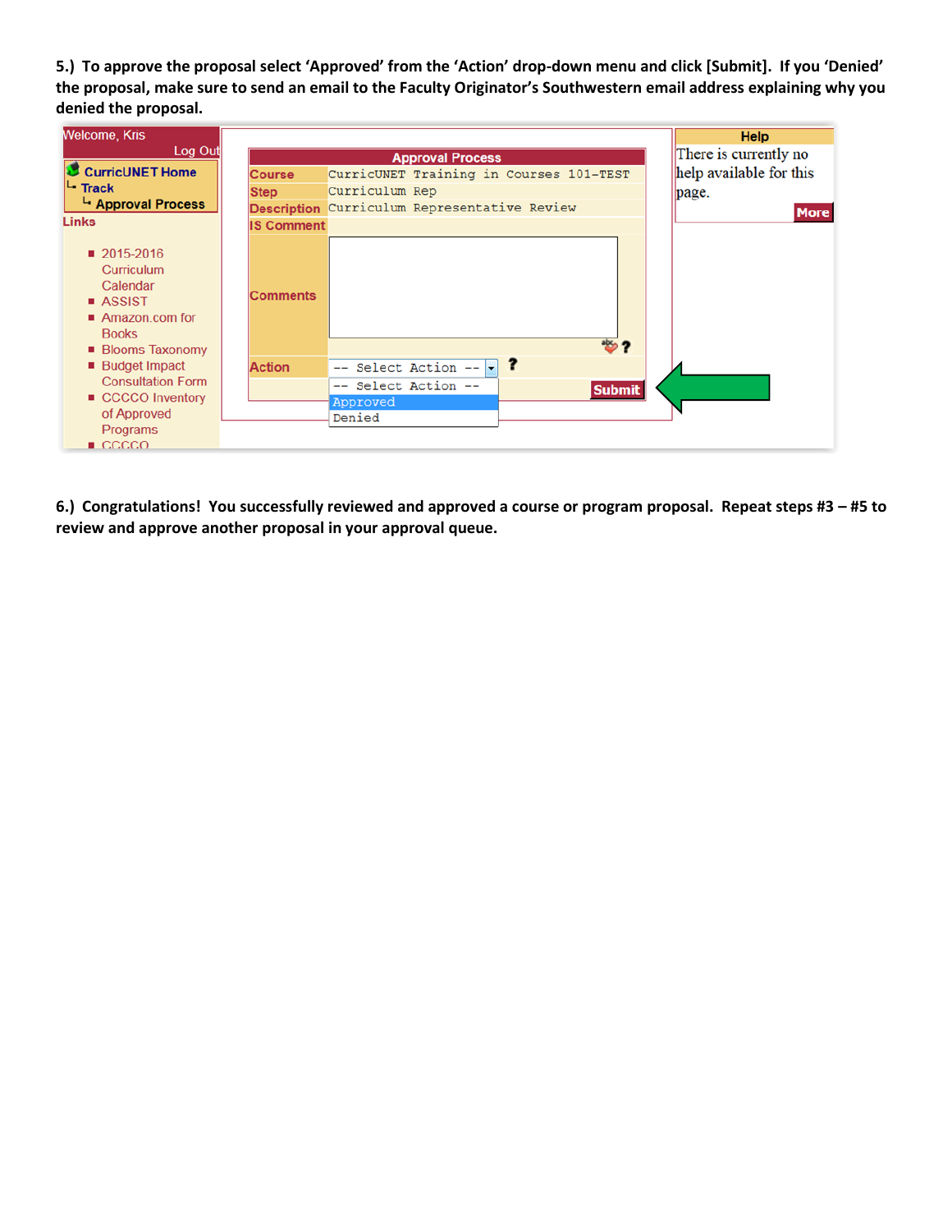**5.) To approve the proposal select 'Approved' from the 'Action' drop-down menu and click [Submit]. If you 'Denied' the proposal, make sure to send an email to the Faculty Originator's Southwestern email address explaining why you denied the proposal.**

Welcome, Kris

Log Out

CurricUNET Home

Track

Approval Process

Links

- 2015-2016 Curriculum Calendar
- ASSIST
- Amazon.com for Books
- Blooms Taxonomy
- Budget Impact Consultation Form
- CCCCO Inventory of Approved Programs
- CCCCO

| Approval Process | |
|---|---|
| Course | CurricUNET Training in Courses 101-TEST |
| Step | Curriculum Rep |
| Description | Curriculum Representative Review |
| IS Comment | |
| Comments | |
| Action | -- Select Action -- |

-- Select Action --

Approved

Denied

Submit

Help

There is currently no help available for this page.

More

**6.) Congratulations! You successfully reviewed and approved a course or program proposal. Repeat steps #3 – #5 to review and approve another proposal in your approval queue.**